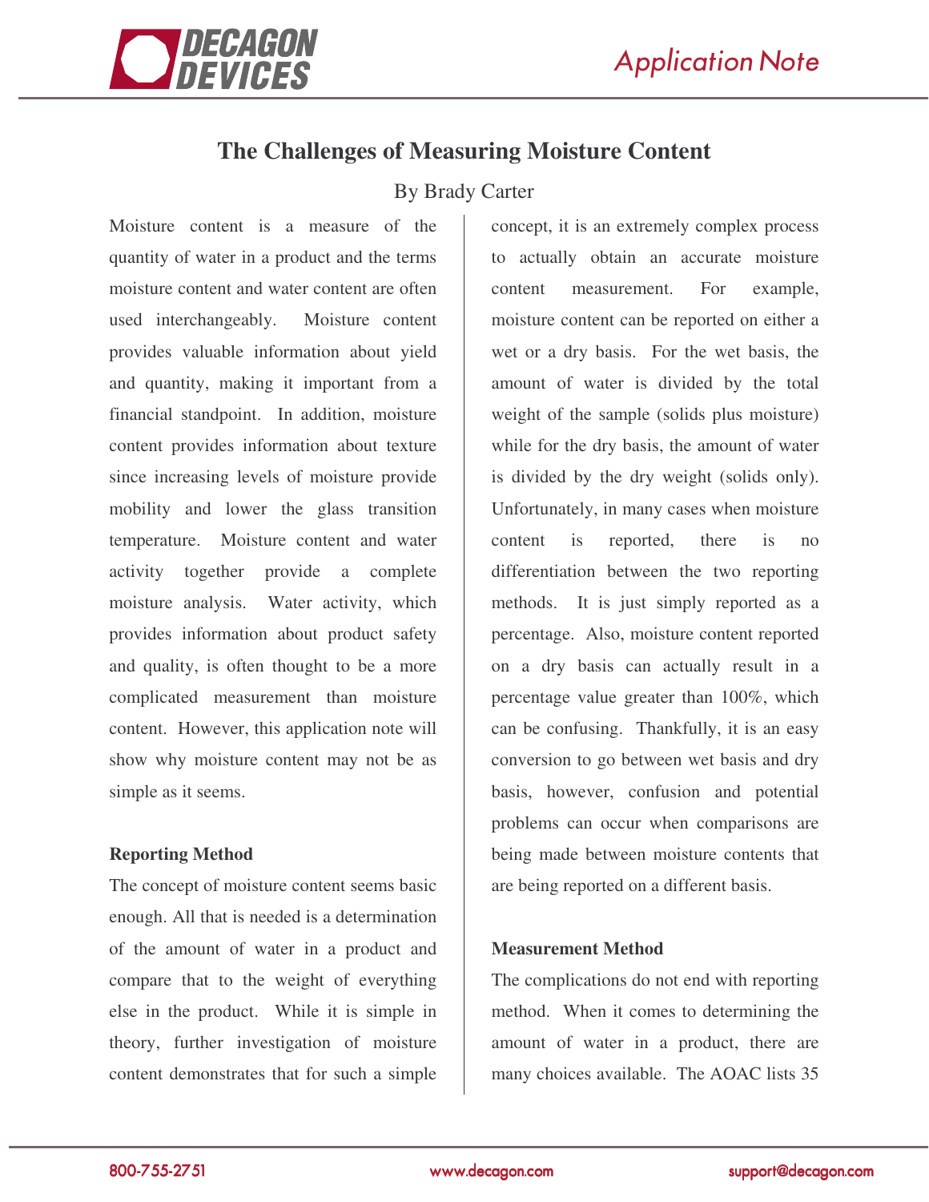# The Challenges of Measuring Moisture Content

By Brady Carter

Moisture content is a measure of the quantity of water in a product and the terms moisture content and water content are often used interchangeably. Moisture content provides valuable information about yield and quantity, making it important from a financial standpoint. In addition, moisture content provides information about texture since increasing levels of moisture provide mobility and lower the glass transition temperature. Moisture content and water activity together provide a complete moisture analysis. Water activity, which provides information about product safety and quality, is often thought to be a more complicated measurement than moisture content. However, this application note will show why moisture content may not be as simple as it seems.

**Reporting Method**

The concept of moisture content seems basic enough. All that is needed is a determination of the amount of water in a product and compare that to the weight of everything else in the product. While it is simple in theory, further investigation of moisture content demonstrates that for such a simple concept, it is an extremely complex process to actually obtain an accurate moisture content measurement. For example, moisture content can be reported on either a wet or a dry basis. For the wet basis, the amount of water is divided by the total weight of the sample (solids plus moisture) while for the dry basis, the amount of water is divided by the dry weight (solids only). Unfortunately, in many cases when moisture content is reported, there is no differentiation between the two reporting methods. It is just simply reported as a percentage. Also, moisture content reported on a dry basis can actually result in a percentage value greater than 100%, which can be confusing. Thankfully, it is an easy conversion to go between wet basis and dry basis, however, confusion and potential problems can occur when comparisons are being made between moisture contents that are being reported on a different basis.

**Measurement Method**

The complications do not end with reporting method. When it comes to determining the amount of water in a product, there are many choices available. The AOAC lists 35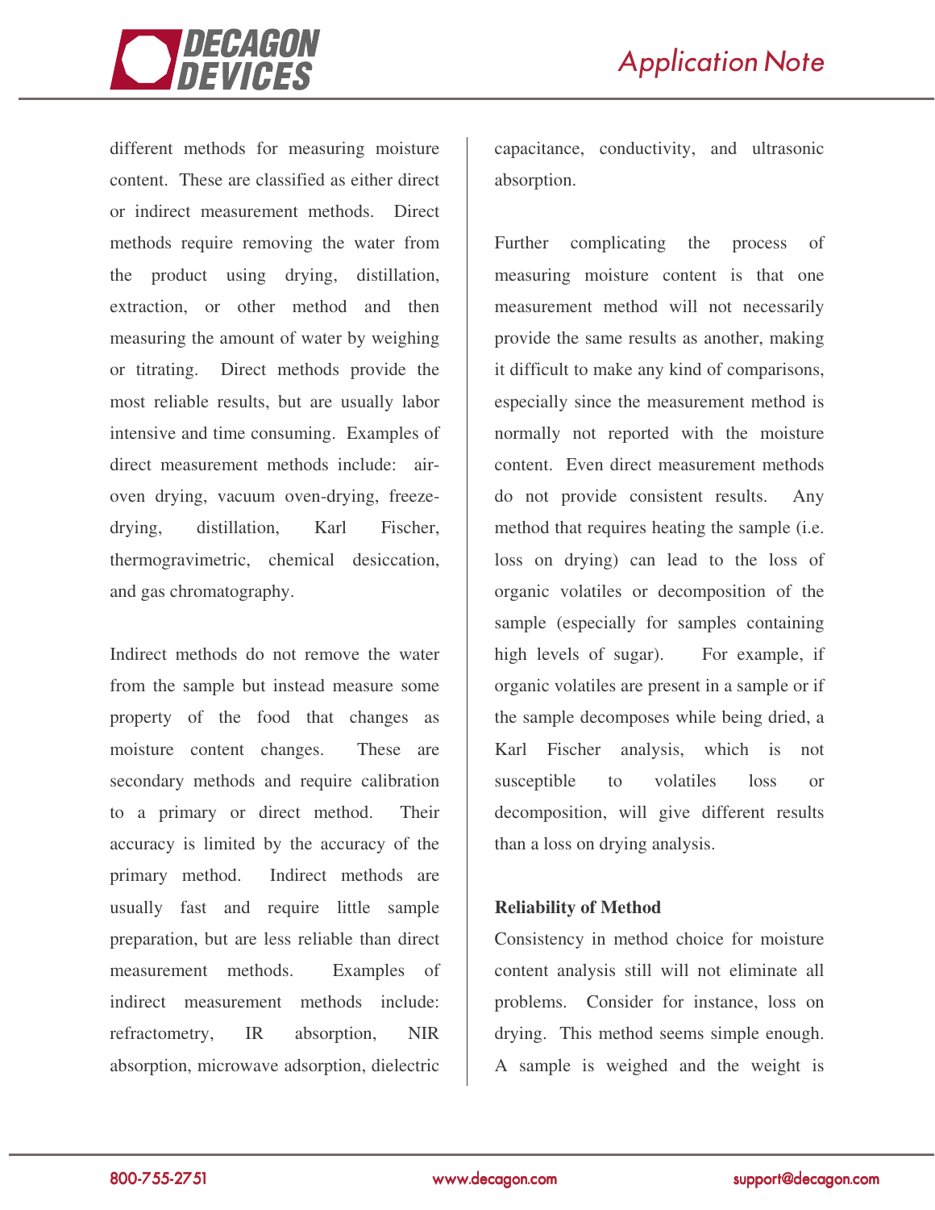different methods for measuring moisture content. These are classified as either direct or indirect measurement methods. Direct methods require removing the water from the product using drying, distillation, extraction, or other method and then measuring the amount of water by weighing or titrating. Direct methods provide the most reliable results, but are usually labor intensive and time consuming. Examples of direct measurement methods include: air-oven drying, vacuum oven-drying, freeze-drying, distillation, Karl Fischer, thermogravimetric, chemical desiccation, and gas chromatography.

Indirect methods do not remove the water from the sample but instead measure some property of the food that changes as moisture content changes. These are secondary methods and require calibration to a primary or direct method. Their accuracy is limited by the accuracy of the primary method. Indirect methods are usually fast and require little sample preparation, but are less reliable than direct measurement methods. Examples of indirect measurement methods include: refractometry, IR absorption, NIR absorption, microwave adsorption, dielectric capacitance, conductivity, and ultrasonic absorption.

Further complicating the process of measuring moisture content is that one measurement method will not necessarily provide the same results as another, making it difficult to make any kind of comparisons, especially since the measurement method is normally not reported with the moisture content. Even direct measurement methods do not provide consistent results. Any method that requires heating the sample (i.e. loss on drying) can lead to the loss of organic volatiles or decomposition of the sample (especially for samples containing high levels of sugar). For example, if organic volatiles are present in a sample or if the sample decomposes while being dried, a Karl Fischer analysis, which is not susceptible to volatiles loss or decomposition, will give different results than a loss on drying analysis.

**Reliability of Method**

Consistency in method choice for moisture content analysis still will not eliminate all problems. Consider for instance, loss on drying. This method seems simple enough. A sample is weighed and the weight is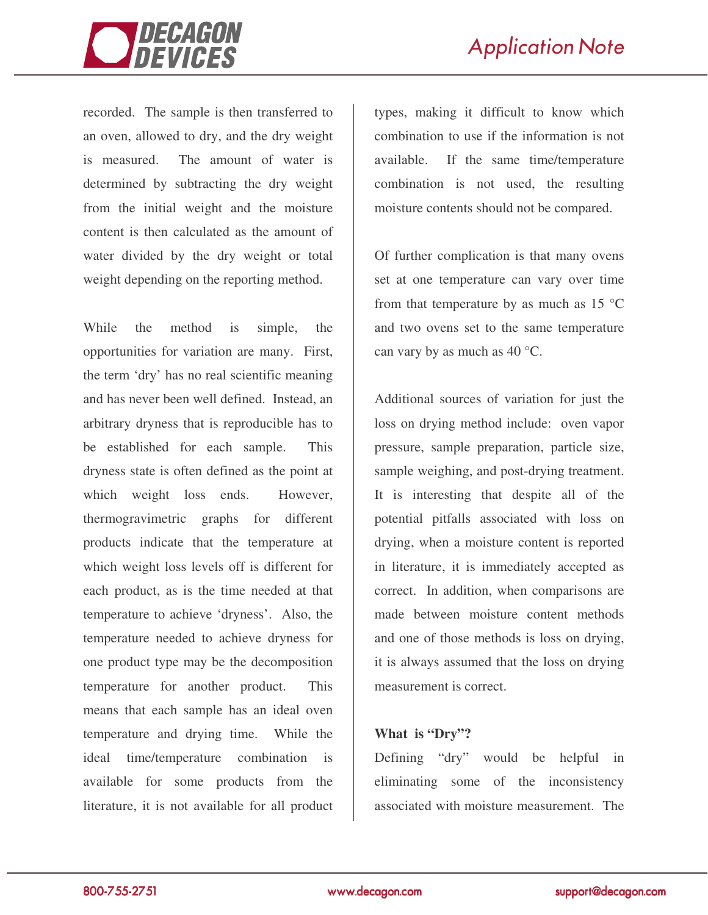recorded. The sample is then transferred to an oven, allowed to dry, and the dry weight is measured. The amount of water is determined by subtracting the dry weight from the initial weight and the moisture content is then calculated as the amount of water divided by the dry weight or total weight depending on the reporting method.

While the method is simple, the opportunities for variation are many. First, the term 'dry' has no real scientific meaning and has never been well defined. Instead, an arbitrary dryness that is reproducible has to be established for each sample. This dryness state is often defined as the point at which weight loss ends. However, thermogravimetric graphs for different products indicate that the temperature at which weight loss levels off is different for each product, as is the time needed at that temperature to achieve 'dryness'. Also, the temperature needed to achieve dryness for one product type may be the decomposition temperature for another product. This means that each sample has an ideal oven temperature and drying time. While the ideal time/temperature combination is available for some products from the literature, it is not available for all product types, making it difficult to know which combination to use if the information is not available. If the same time/temperature combination is not used, the resulting moisture contents should not be compared.

Of further complication is that many ovens set at one temperature can vary over time from that temperature by as much as 15 °C and two ovens set to the same temperature can vary by as much as 40 °C.

Additional sources of variation for just the loss on drying method include: oven vapor pressure, sample preparation, particle size, sample weighing, and post-drying treatment. It is interesting that despite all of the potential pitfalls associated with loss on drying, when a moisture content is reported in literature, it is immediately accepted as correct. In addition, when comparisons are made between moisture content methods and one of those methods is loss on drying, it is always assumed that the loss on drying measurement is correct.

**What is "Dry"?**

Defining "dry" would be helpful in eliminating some of the inconsistency associated with moisture measurement. The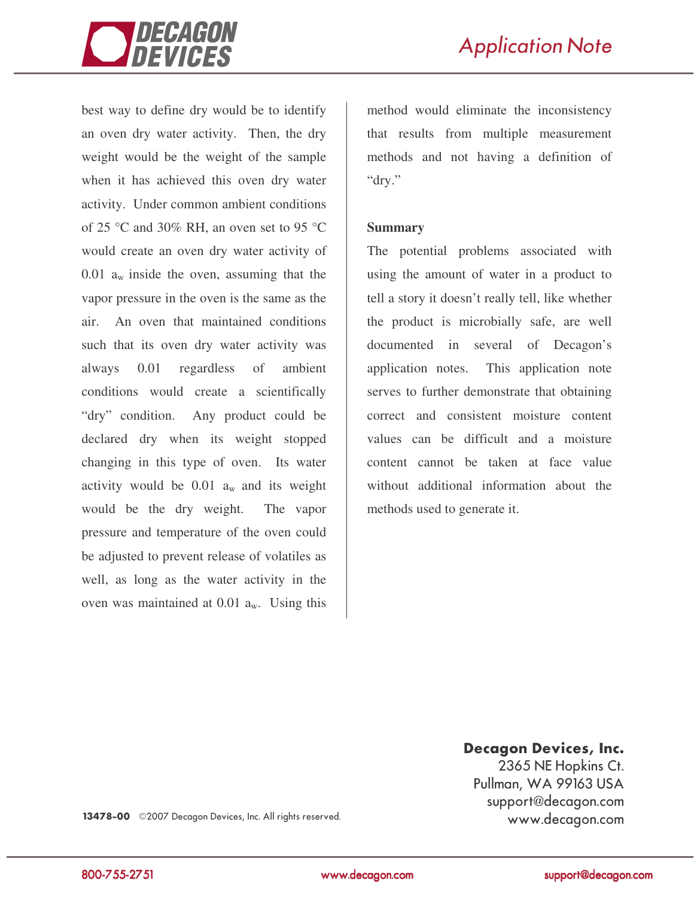best way to define dry would be to identify an oven dry water activity. Then, the dry weight would be the weight of the sample when it has achieved this oven dry water activity. Under common ambient conditions of 25 °C and 30% RH, an oven set to 95 °C would create an oven dry water activity of 0.01 $a_w$ inside the oven, assuming that the vapor pressure in the oven is the same as the air. An oven that maintained conditions such that its oven dry water activity was always 0.01 regardless of ambient conditions would create a scientifically "dry" condition. Any product could be declared dry when its weight stopped changing in this type of oven. Its water activity would be 0.01 $a_w$ and its weight would be the dry weight. The vapor pressure and temperature of the oven could be adjusted to prevent release of volatiles as well, as long as the water activity in the oven was maintained at 0.01 $a_w$. Using this method would eliminate the inconsistency that results from multiple measurement methods and not having a definition of "dry."

## Summary

The potential problems associated with using the amount of water in a product to tell a story it doesn't really tell, like whether the product is microbially safe, are well documented in several of Decagon's application notes. This application note serves to further demonstrate that obtaining correct and consistent moisture content values can be difficult and a moisture content cannot be taken at face value without additional information about the methods used to generate it.

**Decagon Devices, Inc.**
2365 NE Hopkins Ct.
Pullman, WA 99163 USA
support@decagon.com
www.decagon.com

**13478-00** ©2007 Decagon Devices, Inc. All rights reserved.